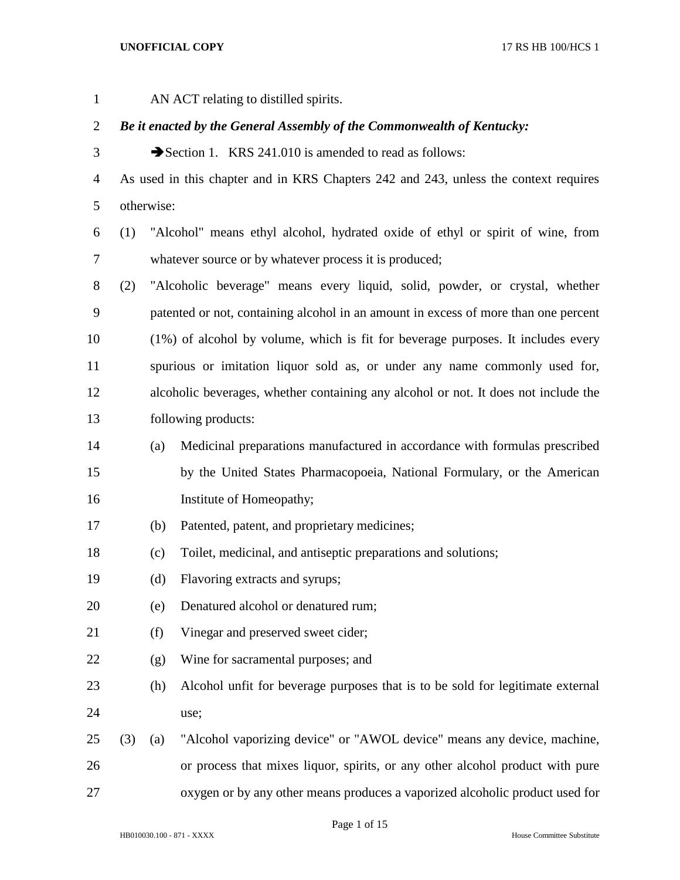AN ACT relating to distilled spirits.

***Be it enacted by the General Assembly of the Commonwealth of Kentucky:***

➔Section 1. KRS 241.010 is amended to read as follows:

As used in this chapter and in KRS Chapters 242 and 243, unless the context requires otherwise:

(1) "Alcohol" means ethyl alcohol, hydrated oxide of ethyl or spirit of wine, from whatever source or by whatever process it is produced;

(2) "Alcoholic beverage" means every liquid, solid, powder, or crystal, whether patented or not, containing alcohol in an amount in excess of more than one percent (1%) of alcohol by volume, which is fit for beverage purposes. It includes every spurious or imitation liquor sold as, or under any name commonly used for, alcoholic beverages, whether containing any alcohol or not. It does not include the following products:

(a) Medicinal preparations manufactured in accordance with formulas prescribed by the United States Pharmacopoeia, National Formulary, or the American Institute of Homeopathy;

(b) Patented, patent, and proprietary medicines;

(c) Toilet, medicinal, and antiseptic preparations and solutions;

(d) Flavoring extracts and syrups;

(e) Denatured alcohol or denatured rum;

(f) Vinegar and preserved sweet cider;

(g) Wine for sacramental purposes; and

(h) Alcohol unfit for beverage purposes that is to be sold for legitimate external use;

(3) (a) "Alcohol vaporizing device" or "AWOL device" means any device, machine, or process that mixes liquor, spirits, or any other alcohol product with pure oxygen or by any other means produces a vaporized alcoholic product used for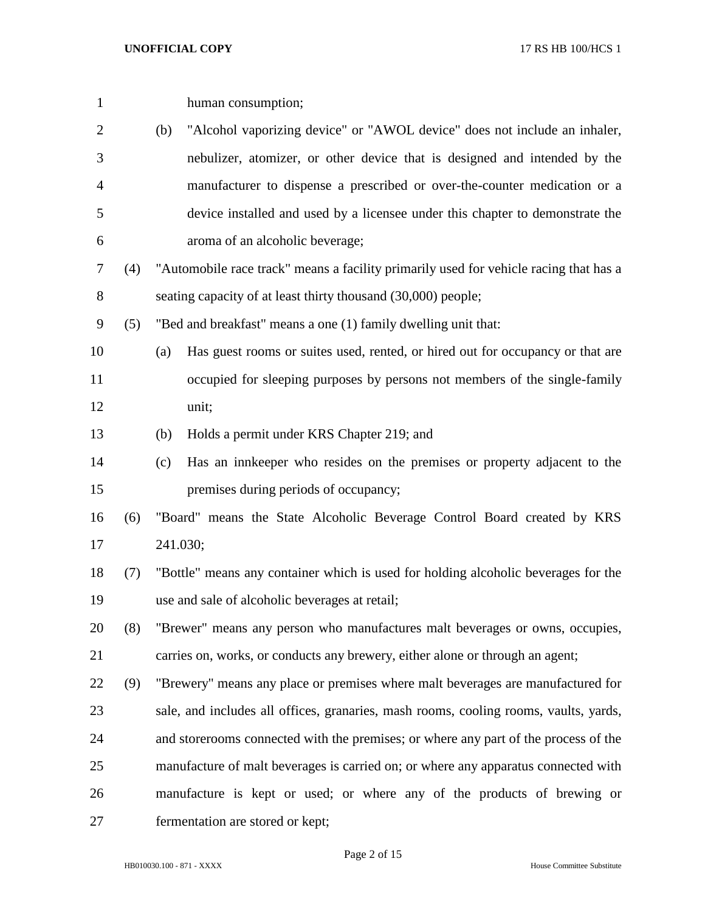human consumption;

(b) "Alcohol vaporizing device" or "AWOL device" does not include an inhaler, nebulizer, atomizer, or other device that is designed and intended by the manufacturer to dispense a prescribed or over-the-counter medication or a device installed and used by a licensee under this chapter to demonstrate the aroma of an alcoholic beverage;

(4) "Automobile race track" means a facility primarily used for vehicle racing that has a seating capacity of at least thirty thousand (30,000) people;

(5) "Bed and breakfast" means a one (1) family dwelling unit that:

(a) Has guest rooms or suites used, rented, or hired out for occupancy or that are occupied for sleeping purposes by persons not members of the single-family unit;

(b) Holds a permit under KRS Chapter 219; and

(c) Has an innkeeper who resides on the premises or property adjacent to the premises during periods of occupancy;

(6) "Board" means the State Alcoholic Beverage Control Board created by KRS 241.030;

(7) "Bottle" means any container which is used for holding alcoholic beverages for the use and sale of alcoholic beverages at retail;

(8) "Brewer" means any person who manufactures malt beverages or owns, occupies, carries on, works, or conducts any brewery, either alone or through an agent;

(9) "Brewery" means any place or premises where malt beverages are manufactured for sale, and includes all offices, granaries, mash rooms, cooling rooms, vaults, yards, and storerooms connected with the premises; or where any part of the process of the manufacture of malt beverages is carried on; or where any apparatus connected with manufacture is kept or used; or where any of the products of brewing or fermentation are stored or kept;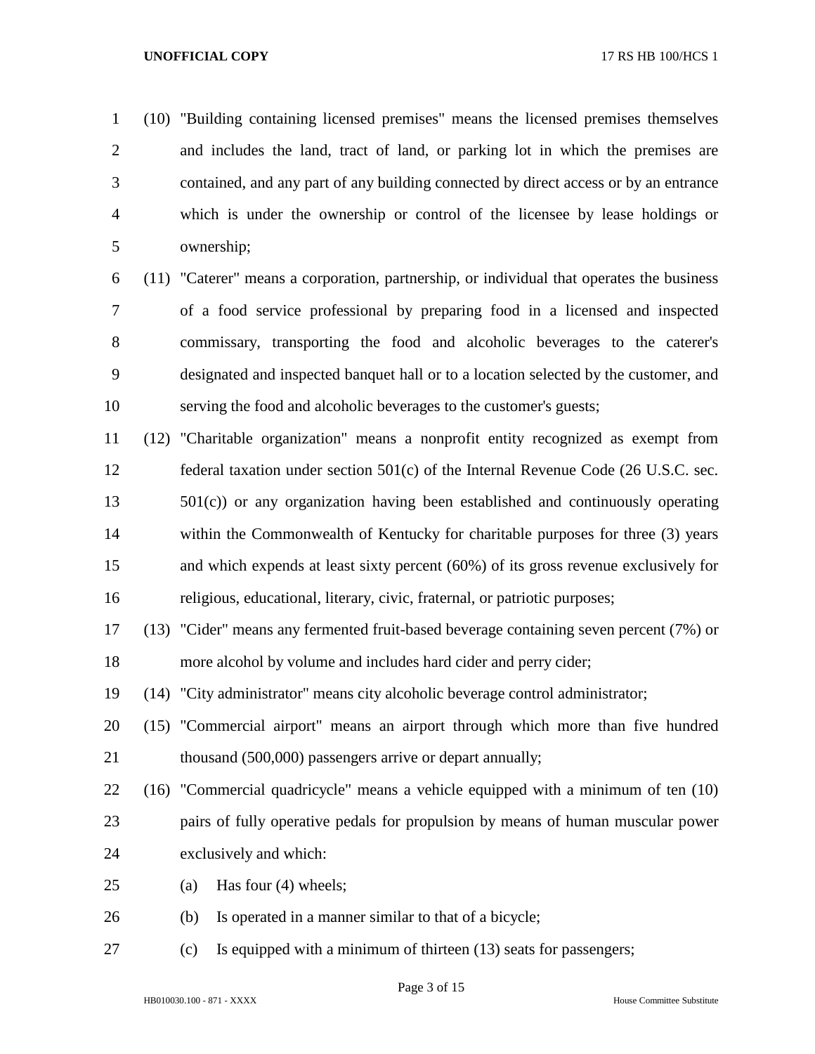(10) "Building containing licensed premises" means the licensed premises themselves and includes the land, tract of land, or parking lot in which the premises are contained, and any part of any building connected by direct access or by an entrance which is under the ownership or control of the licensee by lease holdings or ownership;

(11) "Caterer" means a corporation, partnership, or individual that operates the business of a food service professional by preparing food in a licensed and inspected commissary, transporting the food and alcoholic beverages to the caterer's designated and inspected banquet hall or to a location selected by the customer, and serving the food and alcoholic beverages to the customer's guests;

(12) "Charitable organization" means a nonprofit entity recognized as exempt from federal taxation under section 501(c) of the Internal Revenue Code (26 U.S.C. sec. 501(c)) or any organization having been established and continuously operating within the Commonwealth of Kentucky for charitable purposes for three (3) years and which expends at least sixty percent (60%) of its gross revenue exclusively for religious, educational, literary, civic, fraternal, or patriotic purposes;

(13) "Cider" means any fermented fruit-based beverage containing seven percent (7%) or more alcohol by volume and includes hard cider and perry cider;

(14) "City administrator" means city alcoholic beverage control administrator;

(15) "Commercial airport" means an airport through which more than five hundred thousand (500,000) passengers arrive or depart annually;

(16) "Commercial quadricycle" means a vehicle equipped with a minimum of ten (10) pairs of fully operative pedals for propulsion by means of human muscular power exclusively and which:

(a) Has four (4) wheels;

(b) Is operated in a manner similar to that of a bicycle;

(c) Is equipped with a minimum of thirteen (13) seats for passengers;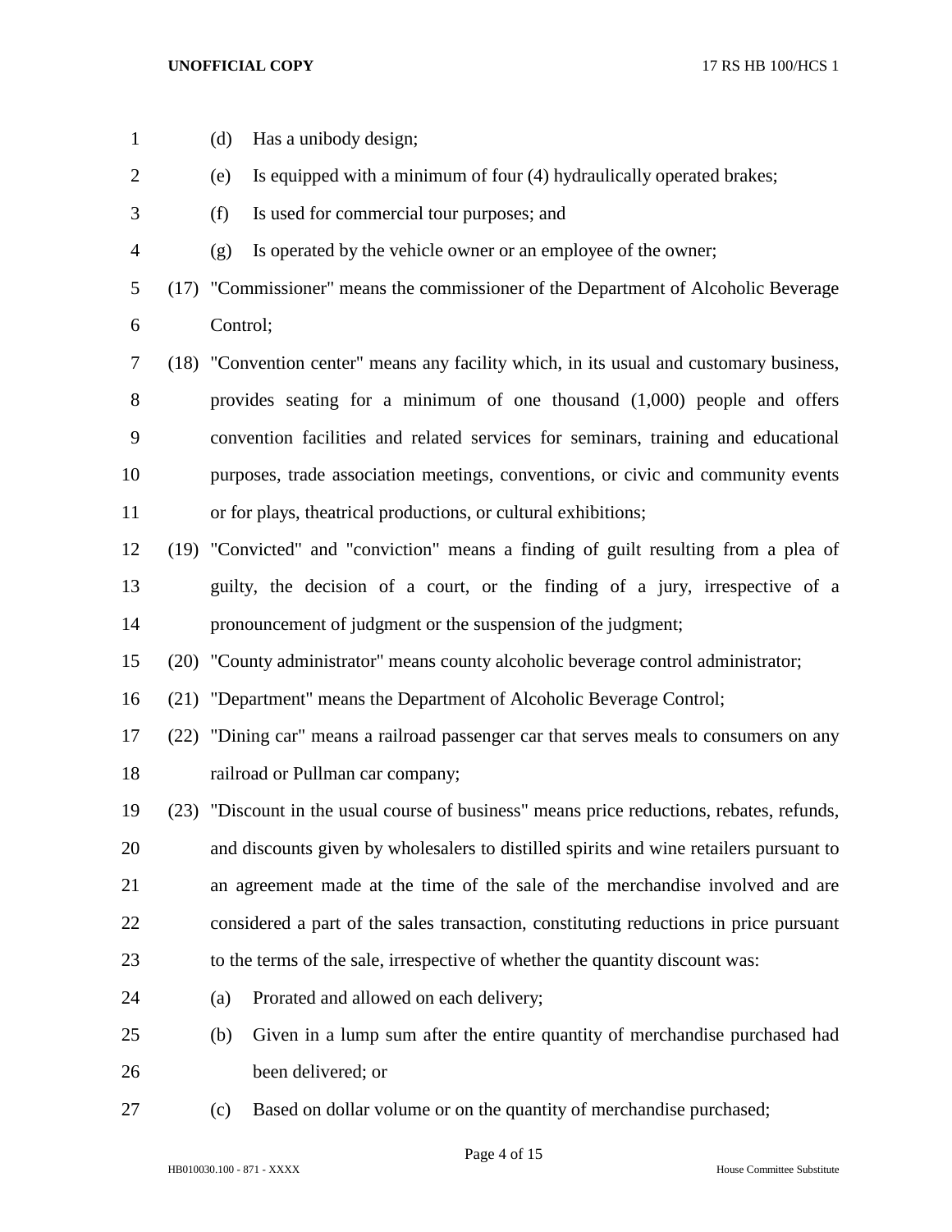(d) Has a unibody design;

(e) Is equipped with a minimum of four (4) hydraulically operated brakes;

(f) Is used for commercial tour purposes; and

(g) Is operated by the vehicle owner or an employee of the owner;

(17) "Commissioner" means the commissioner of the Department of Alcoholic Beverage Control;

(18) "Convention center" means any facility which, in its usual and customary business, provides seating for a minimum of one thousand (1,000) people and offers convention facilities and related services for seminars, training and educational purposes, trade association meetings, conventions, or civic and community events or for plays, theatrical productions, or cultural exhibitions;

(19) "Convicted" and "conviction" means a finding of guilt resulting from a plea of guilty, the decision of a court, or the finding of a jury, irrespective of a pronouncement of judgment or the suspension of the judgment;

(20) "County administrator" means county alcoholic beverage control administrator;

(21) "Department" means the Department of Alcoholic Beverage Control;

(22) "Dining car" means a railroad passenger car that serves meals to consumers on any railroad or Pullman car company;

(23) "Discount in the usual course of business" means price reductions, rebates, refunds, and discounts given by wholesalers to distilled spirits and wine retailers pursuant to an agreement made at the time of the sale of the merchandise involved and are considered a part of the sales transaction, constituting reductions in price pursuant to the terms of the sale, irrespective of whether the quantity discount was:

(a) Prorated and allowed on each delivery;

(b) Given in a lump sum after the entire quantity of merchandise purchased had been delivered; or

(c) Based on dollar volume or on the quantity of merchandise purchased;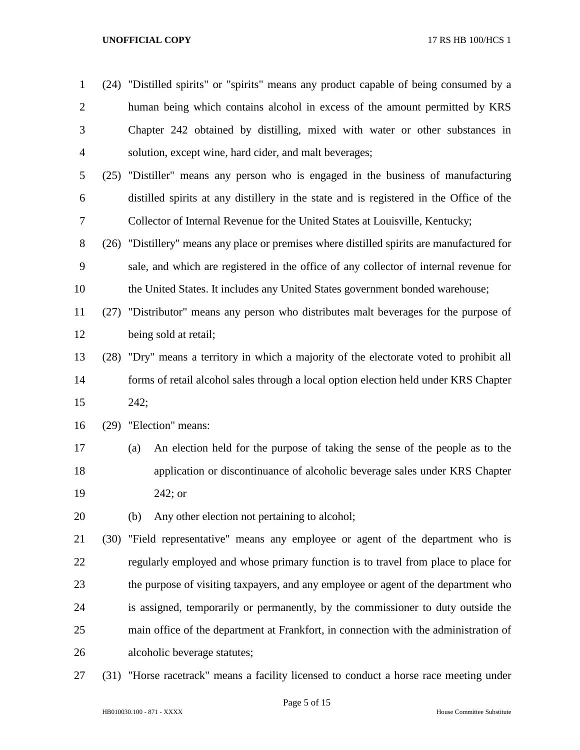(24) "Distilled spirits" or "spirits" means any product capable of being consumed by a human being which contains alcohol in excess of the amount permitted by KRS Chapter 242 obtained by distilling, mixed with water or other substances in solution, except wine, hard cider, and malt beverages;

(25) "Distiller" means any person who is engaged in the business of manufacturing distilled spirits at any distillery in the state and is registered in the Office of the Collector of Internal Revenue for the United States at Louisville, Kentucky;

(26) "Distillery" means any place or premises where distilled spirits are manufactured for sale, and which are registered in the office of any collector of internal revenue for the United States. It includes any United States government bonded warehouse;

(27) "Distributor" means any person who distributes malt beverages for the purpose of being sold at retail;

(28) "Dry" means a territory in which a majority of the electorate voted to prohibit all forms of retail alcohol sales through a local option election held under KRS Chapter 242;

(29) "Election" means:

- (a) An election held for the purpose of taking the sense of the people as to the application or discontinuance of alcoholic beverage sales under KRS Chapter 242; or
- (b) Any other election not pertaining to alcohol;

(30) "Field representative" means any employee or agent of the department who is regularly employed and whose primary function is to travel from place to place for the purpose of visiting taxpayers, and any employee or agent of the department who is assigned, temporarily or permanently, by the commissioner to duty outside the main office of the department at Frankfort, in connection with the administration of alcoholic beverage statutes;

(31) "Horse racetrack" means a facility licensed to conduct a horse race meeting under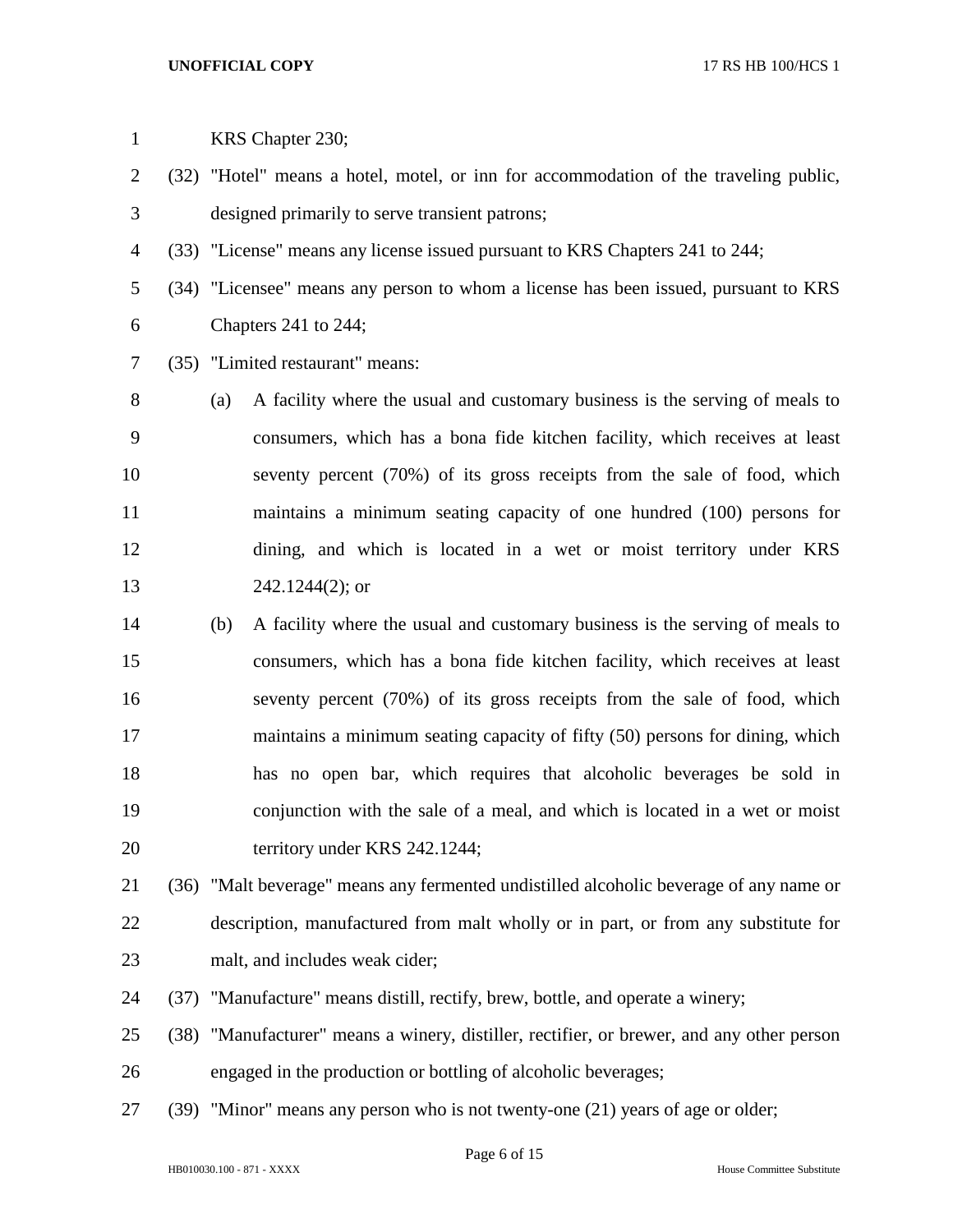KRS Chapter 230;

(32) "Hotel" means a hotel, motel, or inn for accommodation of the traveling public, designed primarily to serve transient patrons;

(33) "License" means any license issued pursuant to KRS Chapters 241 to 244;

(34) "Licensee" means any person to whom a license has been issued, pursuant to KRS Chapters 241 to 244;

(35) "Limited restaurant" means:

(a) A facility where the usual and customary business is the serving of meals to consumers, which has a bona fide kitchen facility, which receives at least seventy percent (70%) of its gross receipts from the sale of food, which maintains a minimum seating capacity of one hundred (100) persons for dining, and which is located in a wet or moist territory under KRS 242.1244(2); or

(b) A facility where the usual and customary business is the serving of meals to consumers, which has a bona fide kitchen facility, which receives at least seventy percent (70%) of its gross receipts from the sale of food, which maintains a minimum seating capacity of fifty (50) persons for dining, which has no open bar, which requires that alcoholic beverages be sold in conjunction with the sale of a meal, and which is located in a wet or moist territory under KRS 242.1244;

(36) "Malt beverage" means any fermented undistilled alcoholic beverage of any name or description, manufactured from malt wholly or in part, or from any substitute for malt, and includes weak cider;

(37) "Manufacture" means distill, rectify, brew, bottle, and operate a winery;

(38) "Manufacturer" means a winery, distiller, rectifier, or brewer, and any other person engaged in the production or bottling of alcoholic beverages;

(39) "Minor" means any person who is not twenty-one (21) years of age or older;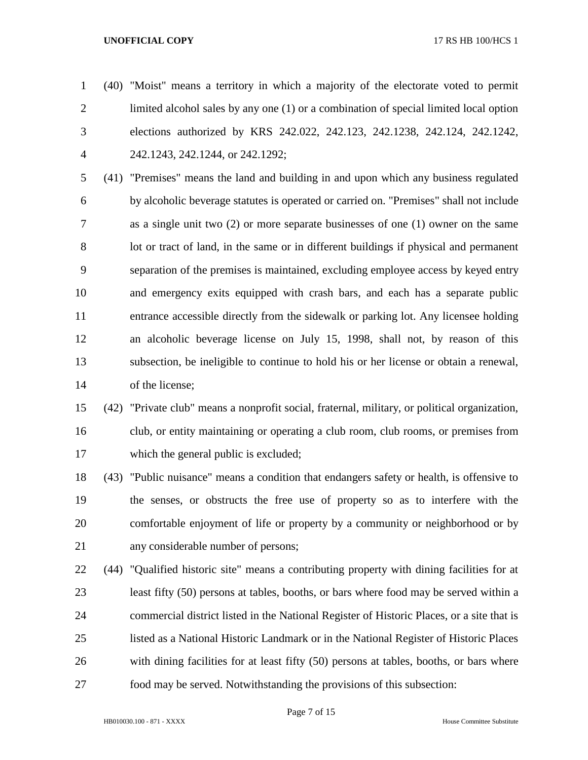(40) "Moist" means a territory in which a majority of the electorate voted to permit limited alcohol sales by any one (1) or a combination of special limited local option elections authorized by KRS 242.022, 242.123, 242.1238, 242.124, 242.1242, 242.1243, 242.1244, or 242.1292;

(41) "Premises" means the land and building in and upon which any business regulated by alcoholic beverage statutes is operated or carried on. "Premises" shall not include as a single unit two (2) or more separate businesses of one (1) owner on the same lot or tract of land, in the same or in different buildings if physical and permanent separation of the premises is maintained, excluding employee access by keyed entry and emergency exits equipped with crash bars, and each has a separate public entrance accessible directly from the sidewalk or parking lot. Any licensee holding an alcoholic beverage license on July 15, 1998, shall not, by reason of this subsection, be ineligible to continue to hold his or her license or obtain a renewal, of the license;

(42) "Private club" means a nonprofit social, fraternal, military, or political organization, club, or entity maintaining or operating a club room, club rooms, or premises from which the general public is excluded;

(43) "Public nuisance" means a condition that endangers safety or health, is offensive to the senses, or obstructs the free use of property so as to interfere with the comfortable enjoyment of life or property by a community or neighborhood or by any considerable number of persons;

(44) "Qualified historic site" means a contributing property with dining facilities for at least fifty (50) persons at tables, booths, or bars where food may be served within a commercial district listed in the National Register of Historic Places, or a site that is listed as a National Historic Landmark or in the National Register of Historic Places with dining facilities for at least fifty (50) persons at tables, booths, or bars where food may be served. Notwithstanding the provisions of this subsection: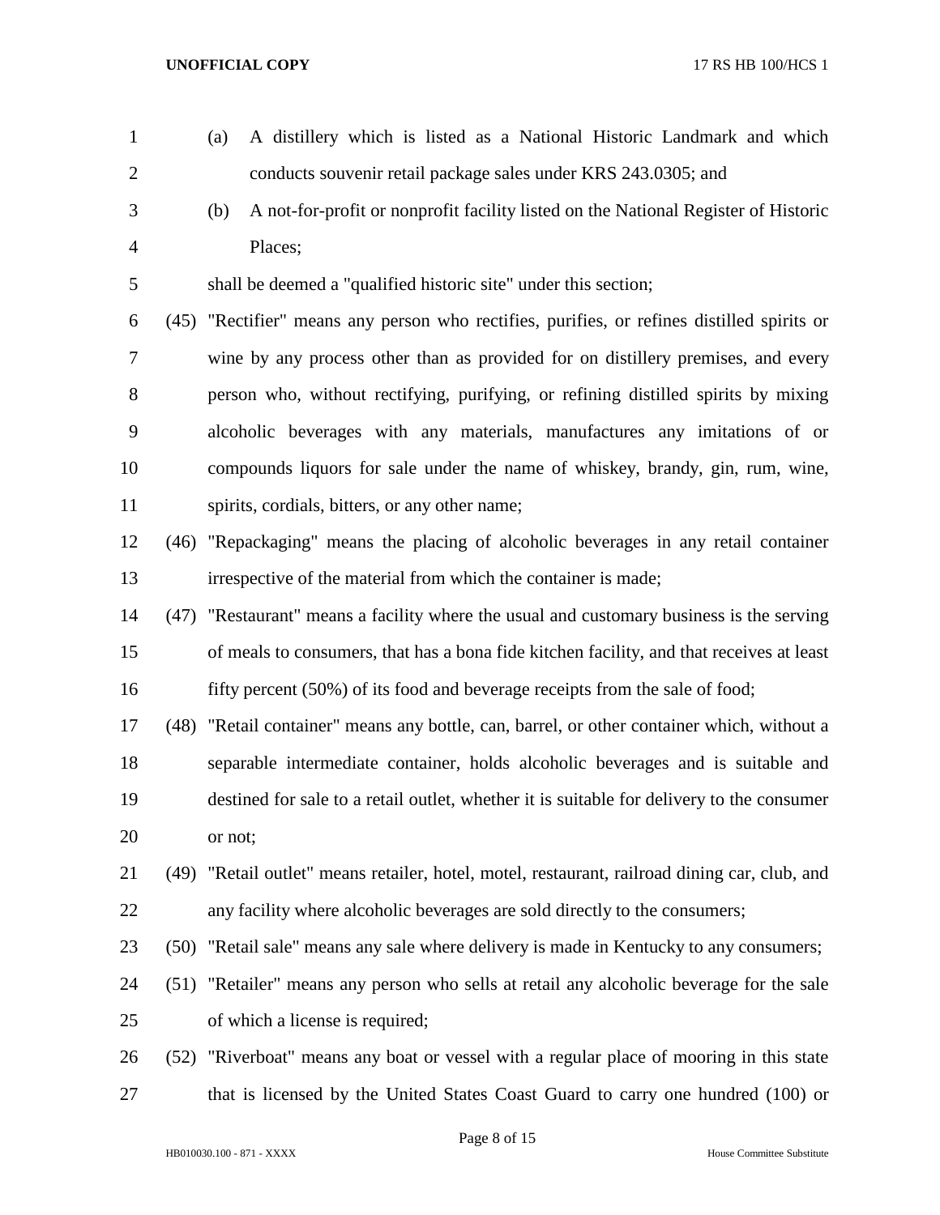(a) A distillery which is listed as a National Historic Landmark and which conducts souvenir retail package sales under KRS 243.0305; and

(b) A not-for-profit or nonprofit facility listed on the National Register of Historic Places;

shall be deemed a "qualified historic site" under this section;

(45) "Rectifier" means any person who rectifies, purifies, or refines distilled spirits or wine by any process other than as provided for on distillery premises, and every person who, without rectifying, purifying, or refining distilled spirits by mixing alcoholic beverages with any materials, manufactures any imitations of or compounds liquors for sale under the name of whiskey, brandy, gin, rum, wine, spirits, cordials, bitters, or any other name;

(46) "Repackaging" means the placing of alcoholic beverages in any retail container irrespective of the material from which the container is made;

(47) "Restaurant" means a facility where the usual and customary business is the serving of meals to consumers, that has a bona fide kitchen facility, and that receives at least fifty percent (50%) of its food and beverage receipts from the sale of food;

(48) "Retail container" means any bottle, can, barrel, or other container which, without a separable intermediate container, holds alcoholic beverages and is suitable and destined for sale to a retail outlet, whether it is suitable for delivery to the consumer or not;

(49) "Retail outlet" means retailer, hotel, motel, restaurant, railroad dining car, club, and any facility where alcoholic beverages are sold directly to the consumers;

(50) "Retail sale" means any sale where delivery is made in Kentucky to any consumers;

(51) "Retailer" means any person who sells at retail any alcoholic beverage for the sale of which a license is required;

(52) "Riverboat" means any boat or vessel with a regular place of mooring in this state that is licensed by the United States Coast Guard to carry one hundred (100) or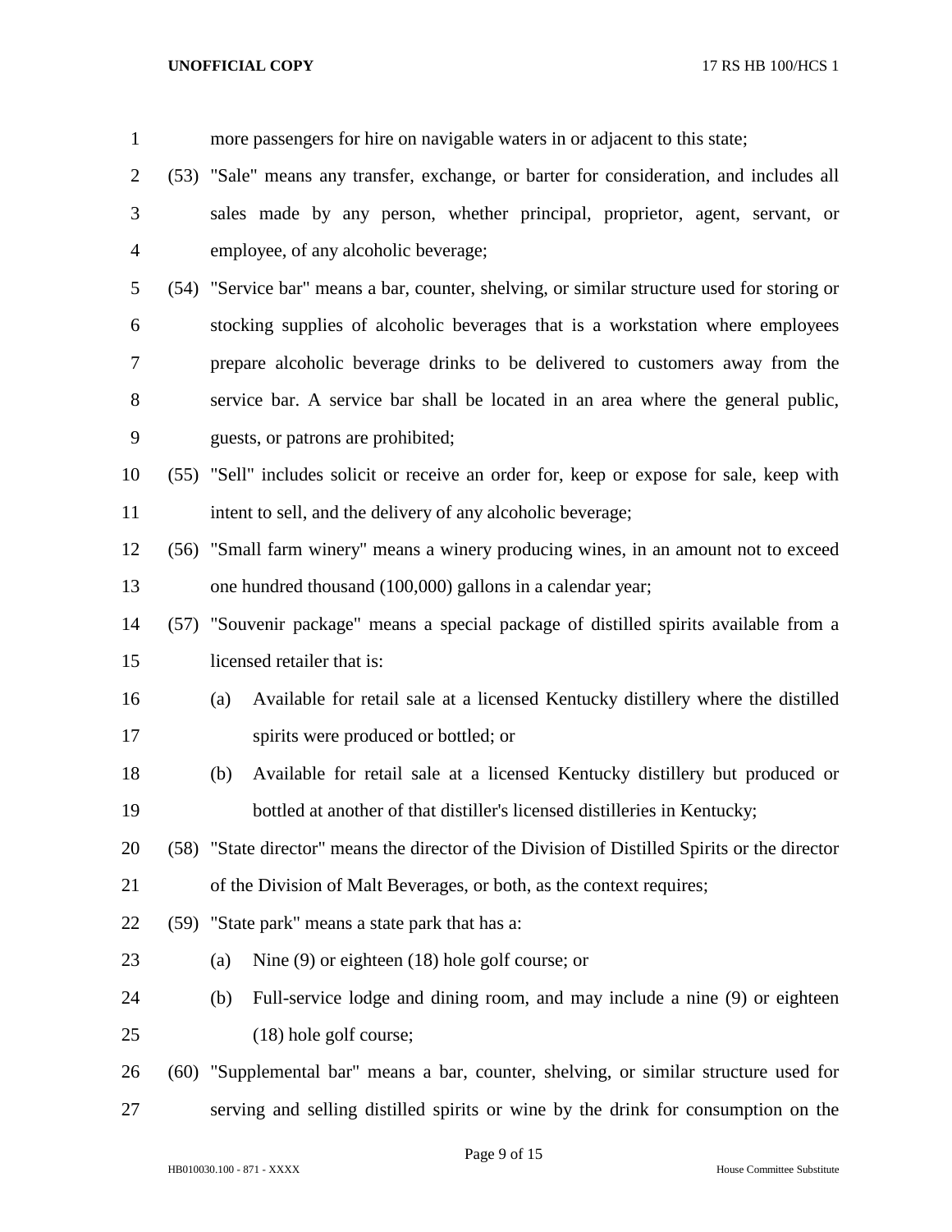more passengers for hire on navigable waters in or adjacent to this state;

(53) "Sale" means any transfer, exchange, or barter for consideration, and includes all sales made by any person, whether principal, proprietor, agent, servant, or employee, of any alcoholic beverage;

(54) "Service bar" means a bar, counter, shelving, or similar structure used for storing or stocking supplies of alcoholic beverages that is a workstation where employees prepare alcoholic beverage drinks to be delivered to customers away from the service bar. A service bar shall be located in an area where the general public, guests, or patrons are prohibited;

(55) "Sell" includes solicit or receive an order for, keep or expose for sale, keep with intent to sell, and the delivery of any alcoholic beverage;

(56) "Small farm winery" means a winery producing wines, in an amount not to exceed one hundred thousand (100,000) gallons in a calendar year;

(57) "Souvenir package" means a special package of distilled spirits available from a licensed retailer that is:

(a) Available for retail sale at a licensed Kentucky distillery where the distilled spirits were produced or bottled; or

(b) Available for retail sale at a licensed Kentucky distillery but produced or bottled at another of that distiller's licensed distilleries in Kentucky;

(58) "State director" means the director of the Division of Distilled Spirits or the director of the Division of Malt Beverages, or both, as the context requires;

(59) "State park" means a state park that has a:

(a) Nine (9) or eighteen (18) hole golf course; or

(b) Full-service lodge and dining room, and may include a nine (9) or eighteen (18) hole golf course;

(60) "Supplemental bar" means a bar, counter, shelving, or similar structure used for serving and selling distilled spirits or wine by the drink for consumption on the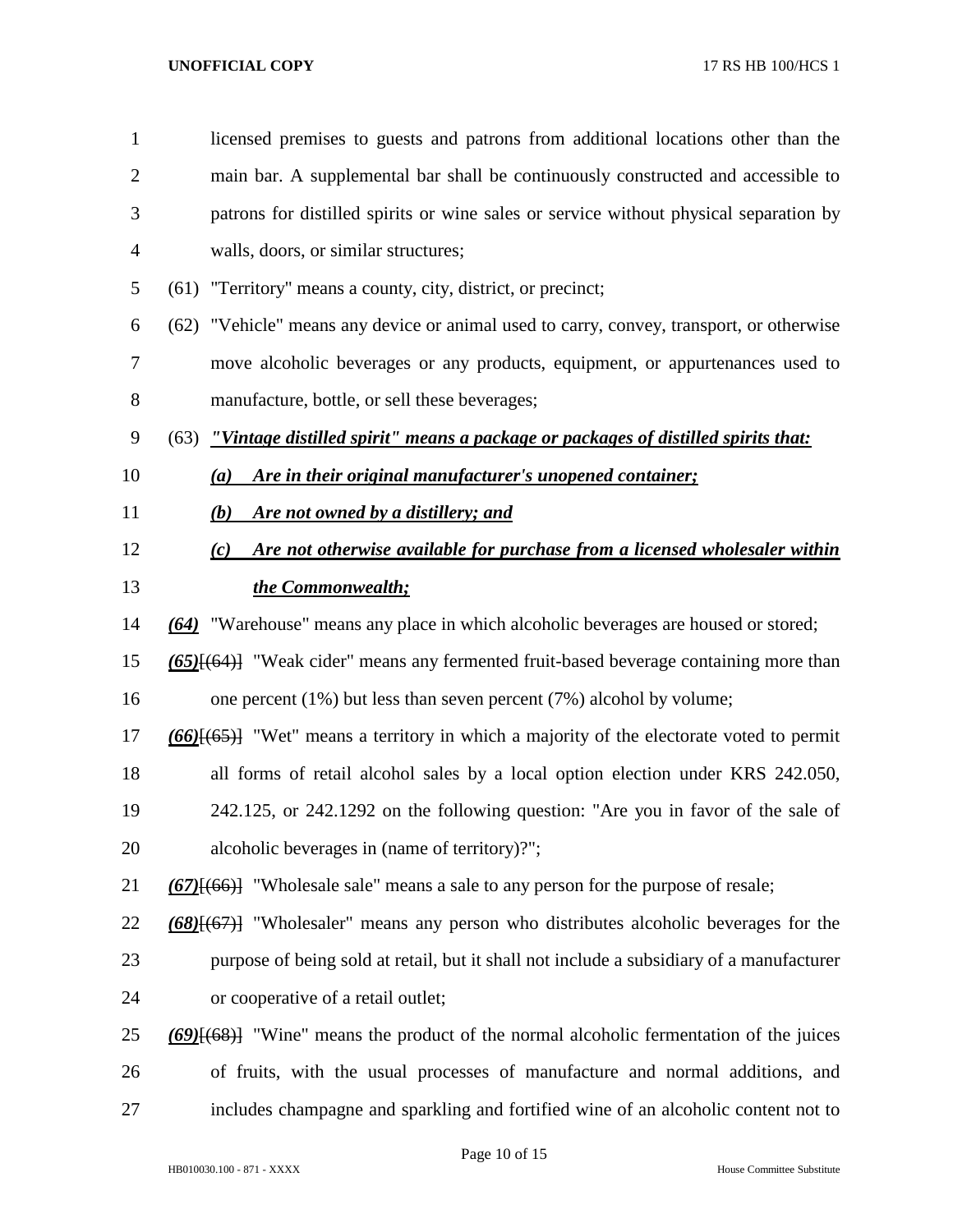licensed premises to guests and patrons from additional locations other than the main bar. A supplemental bar shall be continuously constructed and accessible to patrons for distilled spirits or wine sales or service without physical separation by walls, doors, or similar structures;

(61) "Territory" means a county, city, district, or precinct;

(62) "Vehicle" means any device or animal used to carry, convey, transport, or otherwise move alcoholic beverages or any products, equipment, or appurtenances used to manufacture, bottle, or sell these beverages;

(63) ***"Vintage distilled spirit" means a package or packages of distilled spirits that:***

***(a) Are in their original manufacturer's unopened container;***

***(b) Are not owned by a distillery; and***

***(c) Are not otherwise available for purchase from a licensed wholesaler within the Commonwealth;***

***(64)*** "Warehouse" means any place in which alcoholic beverages are housed or stored;

***(65)***[(64)] "Weak cider" means any fermented fruit-based beverage containing more than one percent (1%) but less than seven percent (7%) alcohol by volume;

***(66)***[(65)] "Wet" means a territory in which a majority of the electorate voted to permit all forms of retail alcohol sales by a local option election under KRS 242.050, 242.125, or 242.1292 on the following question: "Are you in favor of the sale of alcoholic beverages in (name of territory)?";

***(67)***[(66)] "Wholesale sale" means a sale to any person for the purpose of resale;

***(68)***[(67)] "Wholesaler" means any person who distributes alcoholic beverages for the purpose of being sold at retail, but it shall not include a subsidiary of a manufacturer or cooperative of a retail outlet;

***(69)***[(68)] "Wine" means the product of the normal alcoholic fermentation of the juices of fruits, with the usual processes of manufacture and normal additions, and includes champagne and sparkling and fortified wine of an alcoholic content not to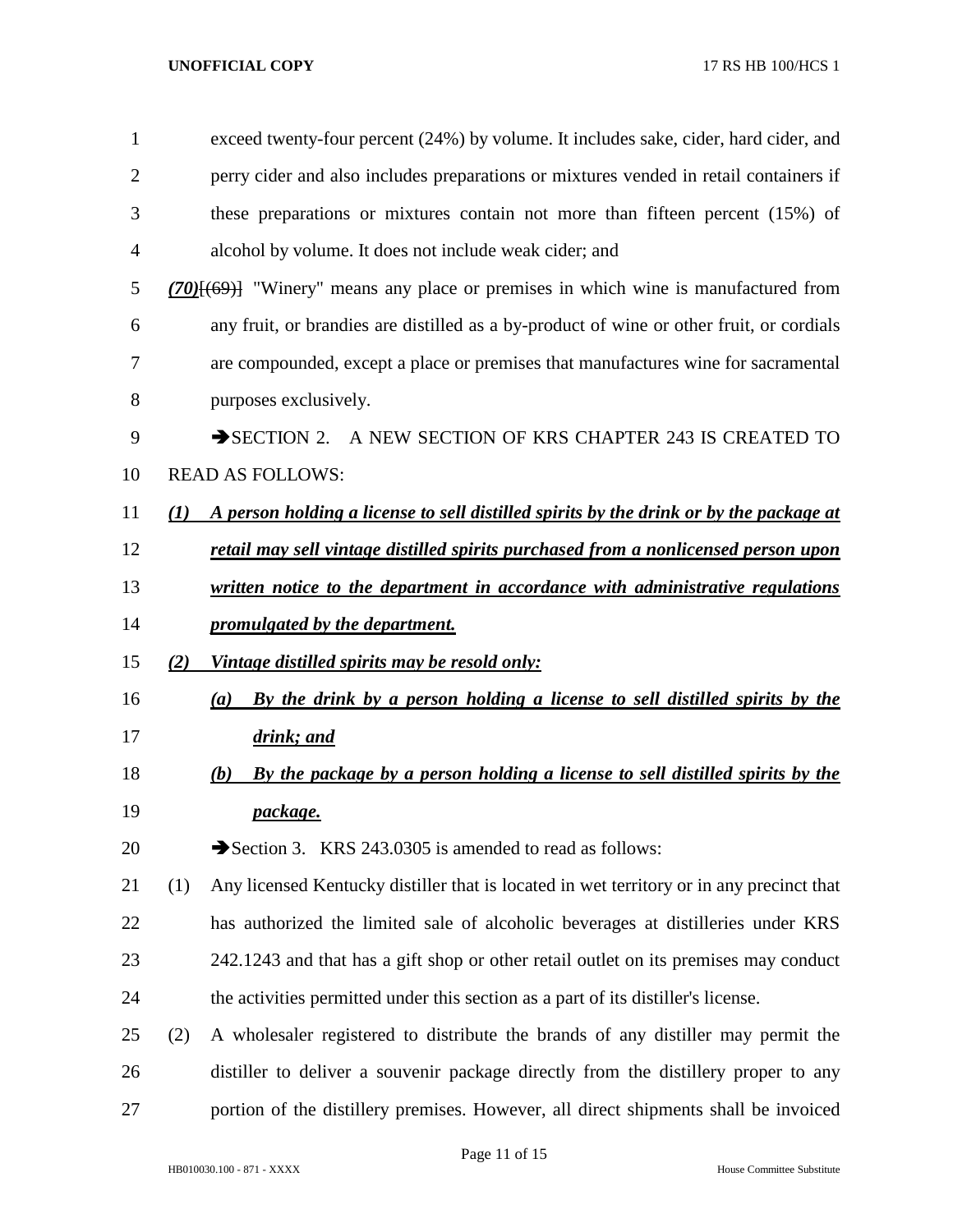exceed twenty-four percent (24%) by volume. It includes sake, cider, hard cider, and perry cider and also includes preparations or mixtures vended in retail containers if these preparations or mixtures contain not more than fifteen percent (15%) of alcohol by volume. It does not include weak cider; and

***(70)***~~[(69)]~~ "Winery" means any place or premises in which wine is manufactured from any fruit, or brandies are distilled as a by-product of wine or other fruit, or cordials are compounded, except a place or premises that manufactures wine for sacramental purposes exclusively.

➔SECTION 2. A NEW SECTION OF KRS CHAPTER 243 IS CREATED TO READ AS FOLLOWS:

***(1)*** ***A person holding a license to sell distilled spirits by the drink or by the package at retail may sell vintage distilled spirits purchased from a nonlicensed person upon written notice to the department in accordance with administrative regulations promulgated by the department.***

***(2)*** ***Vintage distilled spirits may be resold only:***

***(a)*** ***By the drink by a person holding a license to sell distilled spirits by the drink; and***

***(b)*** ***By the package by a person holding a license to sell distilled spirits by the package.***

➔Section 3. KRS 243.0305 is amended to read as follows:

(1) Any licensed Kentucky distiller that is located in wet territory or in any precinct that has authorized the limited sale of alcoholic beverages at distilleries under KRS 242.1243 and that has a gift shop or other retail outlet on its premises may conduct the activities permitted under this section as a part of its distiller's license.

(2) A wholesaler registered to distribute the brands of any distiller may permit the distiller to deliver a souvenir package directly from the distillery proper to any portion of the distillery premises. However, all direct shipments shall be invoiced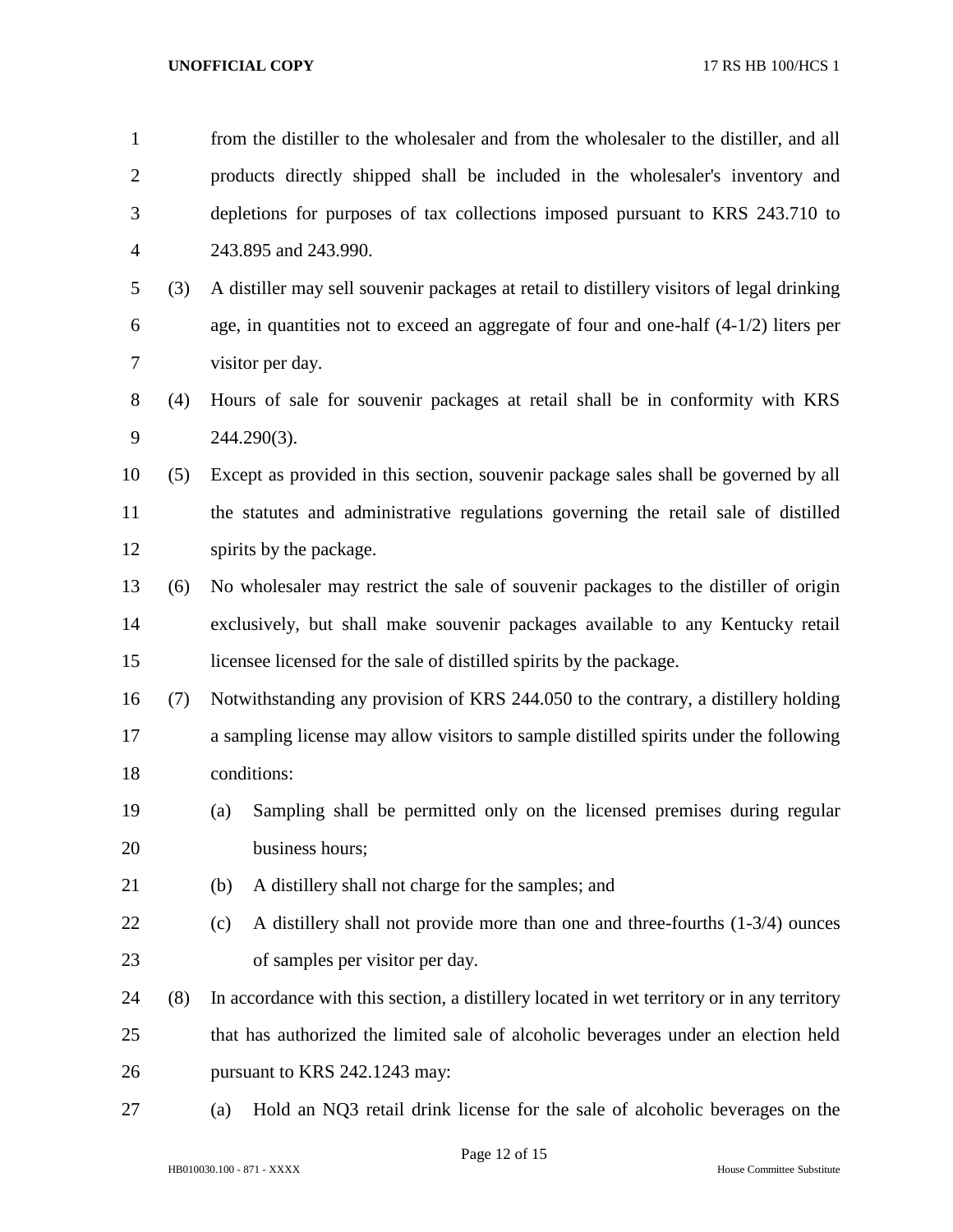from the distiller to the wholesaler and from the wholesaler to the distiller, and all products directly shipped shall be included in the wholesaler's inventory and depletions for purposes of tax collections imposed pursuant to KRS 243.710 to 243.895 and 243.990.

(3) A distiller may sell souvenir packages at retail to distillery visitors of legal drinking age, in quantities not to exceed an aggregate of four and one-half (4-1/2) liters per visitor per day.

(4) Hours of sale for souvenir packages at retail shall be in conformity with KRS 244.290(3).

(5) Except as provided in this section, souvenir package sales shall be governed by all the statutes and administrative regulations governing the retail sale of distilled spirits by the package.

(6) No wholesaler may restrict the sale of souvenir packages to the distiller of origin exclusively, but shall make souvenir packages available to any Kentucky retail licensee licensed for the sale of distilled spirits by the package.

(7) Notwithstanding any provision of KRS 244.050 to the contrary, a distillery holding a sampling license may allow visitors to sample distilled spirits under the following conditions:

(a) Sampling shall be permitted only on the licensed premises during regular business hours;

(b) A distillery shall not charge for the samples; and

(c) A distillery shall not provide more than one and three-fourths (1-3/4) ounces of samples per visitor per day.

(8) In accordance with this section, a distillery located in wet territory or in any territory that has authorized the limited sale of alcoholic beverages under an election held pursuant to KRS 242.1243 may:

(a) Hold an NQ3 retail drink license for the sale of alcoholic beverages on the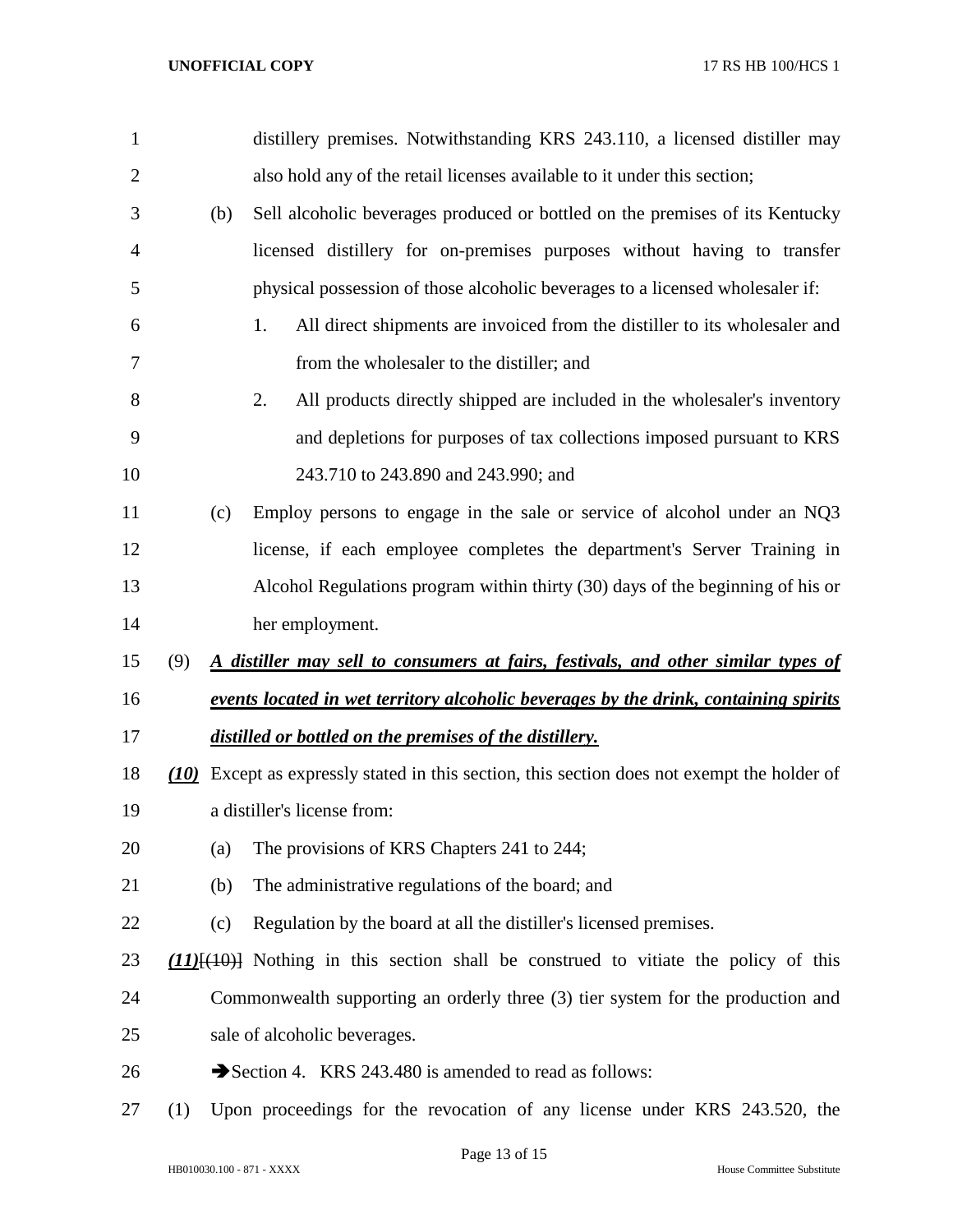distillery premises. Notwithstanding KRS 243.110, a licensed distiller may also hold any of the retail licenses available to it under this section;

(b) Sell alcoholic beverages produced or bottled on the premises of its Kentucky licensed distillery for on-premises purposes without having to transfer physical possession of those alcoholic beverages to a licensed wholesaler if:

1. All direct shipments are invoiced from the distiller to its wholesaler and from the wholesaler to the distiller; and
2. All products directly shipped are included in the wholesaler's inventory and depletions for purposes of tax collections imposed pursuant to KRS 243.710 to 243.890 and 243.990; and

(c) Employ persons to engage in the sale or service of alcohol under an NQ3 license, if each employee completes the department's Server Training in Alcohol Regulations program within thirty (30) days of the beginning of his or her employment.

(9) ***A distiller may sell to consumers at fairs, festivals, and other similar types of events located in wet territory alcoholic beverages by the drink, containing spirits distilled or bottled on the premises of the distillery.***

***(10)*** Except as expressly stated in this section, this section does not exempt the holder of a distiller's license from:

(a) The provisions of KRS Chapters 241 to 244;

(b) The administrative regulations of the board; and

(c) Regulation by the board at all the distiller's licensed premises.

***(11)***~~[(10)]~~ Nothing in this section shall be construed to vitiate the policy of this Commonwealth supporting an orderly three (3) tier system for the production and sale of alcoholic beverages.

➔Section 4. KRS 243.480 is amended to read as follows:

(1) Upon proceedings for the revocation of any license under KRS 243.520, the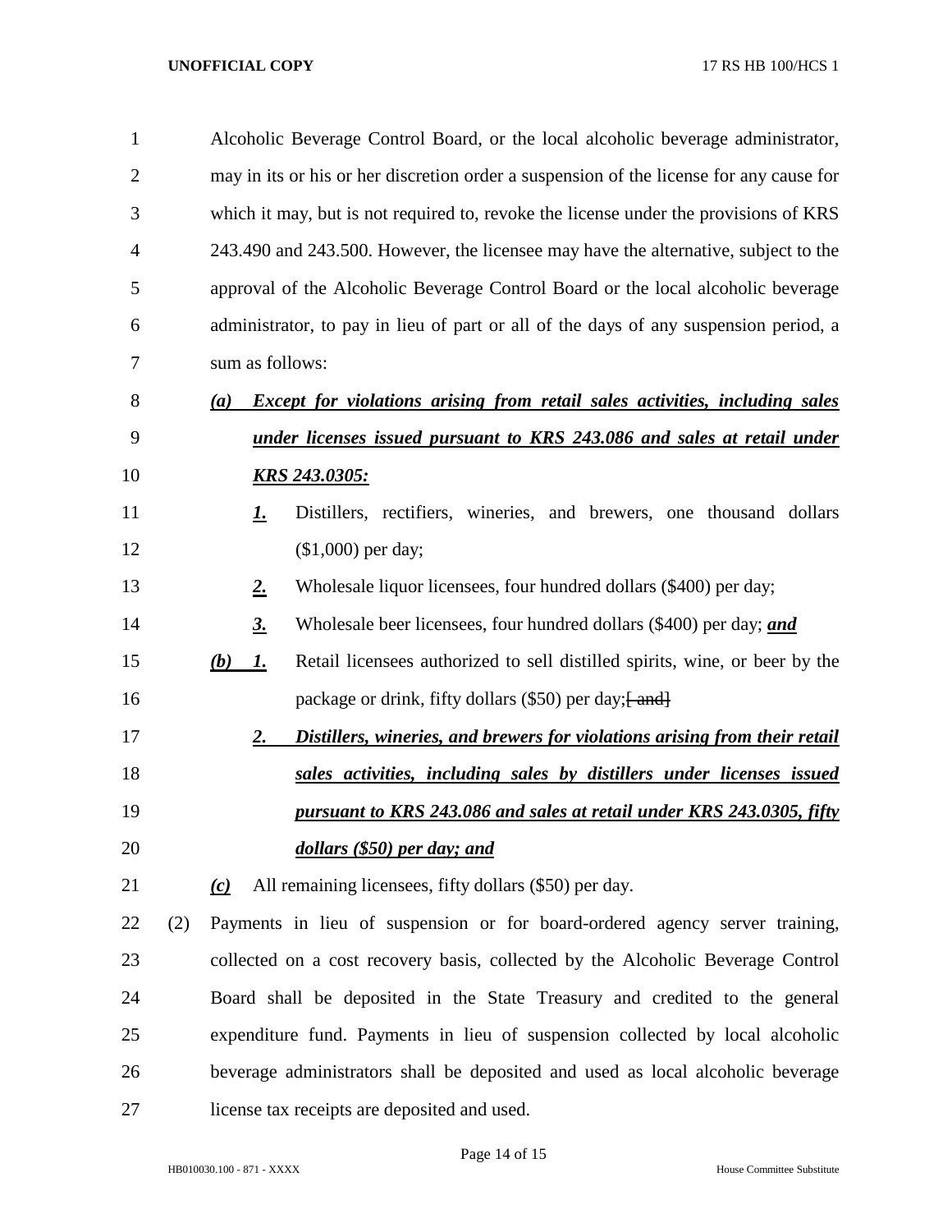Alcoholic Beverage Control Board, or the local alcoholic beverage administrator, may in its or his or her discretion order a suspension of the license for any cause for which it may, but is not required to, revoke the license under the provisions of KRS 243.490 and 243.500. However, the licensee may have the alternative, subject to the approval of the Alcoholic Beverage Control Board or the local alcoholic beverage administrator, to pay in lieu of part or all of the days of any suspension period, a sum as follows:

*(a)* ***Except for violations arising from retail sales activities, including sales under licenses issued pursuant to KRS 243.086 and sales at retail under KRS 243.0305:***

*1.* Distillers, rectifiers, wineries, and brewers, one thousand dollars ($1,000) per day;

*2.* Wholesale liquor licensees, four hundred dollars ($400) per day;

*3.* Wholesale beer licensees, four hundred dollars ($400) per day; ***and***

*(b)* *1.* Retail licensees authorized to sell distilled spirits, wine, or beer by the package or drink, fifty dollars ($50) per day;~~[ and]~~

*2.* ***Distillers, wineries, and brewers for violations arising from their retail sales activities, including sales by distillers under licenses issued pursuant to KRS 243.086 and sales at retail under KRS 243.0305, fifty dollars ($50) per day; and***

*(c)* All remaining licensees, fifty dollars ($50) per day.

(2) Payments in lieu of suspension or for board-ordered agency server training, collected on a cost recovery basis, collected by the Alcoholic Beverage Control Board shall be deposited in the State Treasury and credited to the general expenditure fund. Payments in lieu of suspension collected by local alcoholic beverage administrators shall be deposited and used as local alcoholic beverage license tax receipts are deposited and used.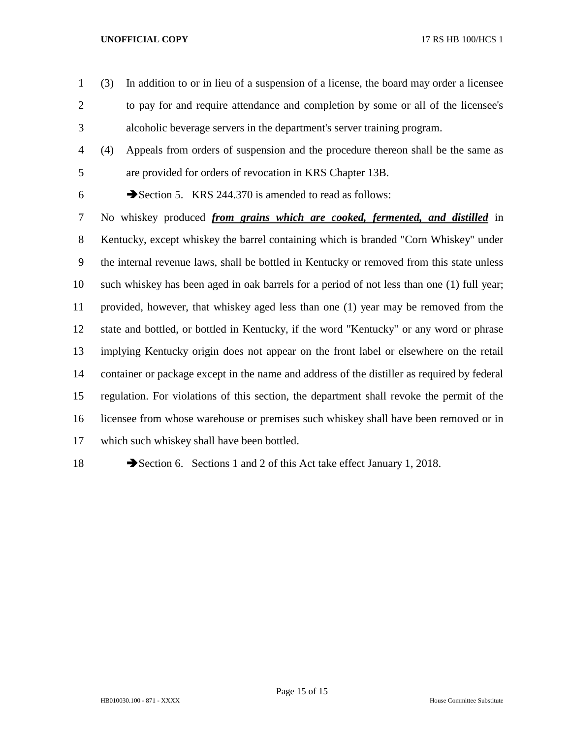(3) In addition to or in lieu of a suspension of a license, the board may order a licensee to pay for and require attendance and completion by some or all of the licensee's alcoholic beverage servers in the department's server training program.

(4) Appeals from orders of suspension and the procedure thereon shall be the same as are provided for orders of revocation in KRS Chapter 13B.

➔Section 5. KRS 244.370 is amended to read as follows:

No whiskey produced ***from grains which are cooked, fermented, and distilled*** in Kentucky, except whiskey the barrel containing which is branded "Corn Whiskey" under the internal revenue laws, shall be bottled in Kentucky or removed from this state unless such whiskey has been aged in oak barrels for a period of not less than one (1) full year; provided, however, that whiskey aged less than one (1) year may be removed from the state and bottled, or bottled in Kentucky, if the word "Kentucky" or any word or phrase implying Kentucky origin does not appear on the front label or elsewhere on the retail container or package except in the name and address of the distiller as required by federal regulation. For violations of this section, the department shall revoke the permit of the licensee from whose warehouse or premises such whiskey shall have been removed or in which such whiskey shall have been bottled.

➔Section 6. Sections 1 and 2 of this Act take effect January 1, 2018.